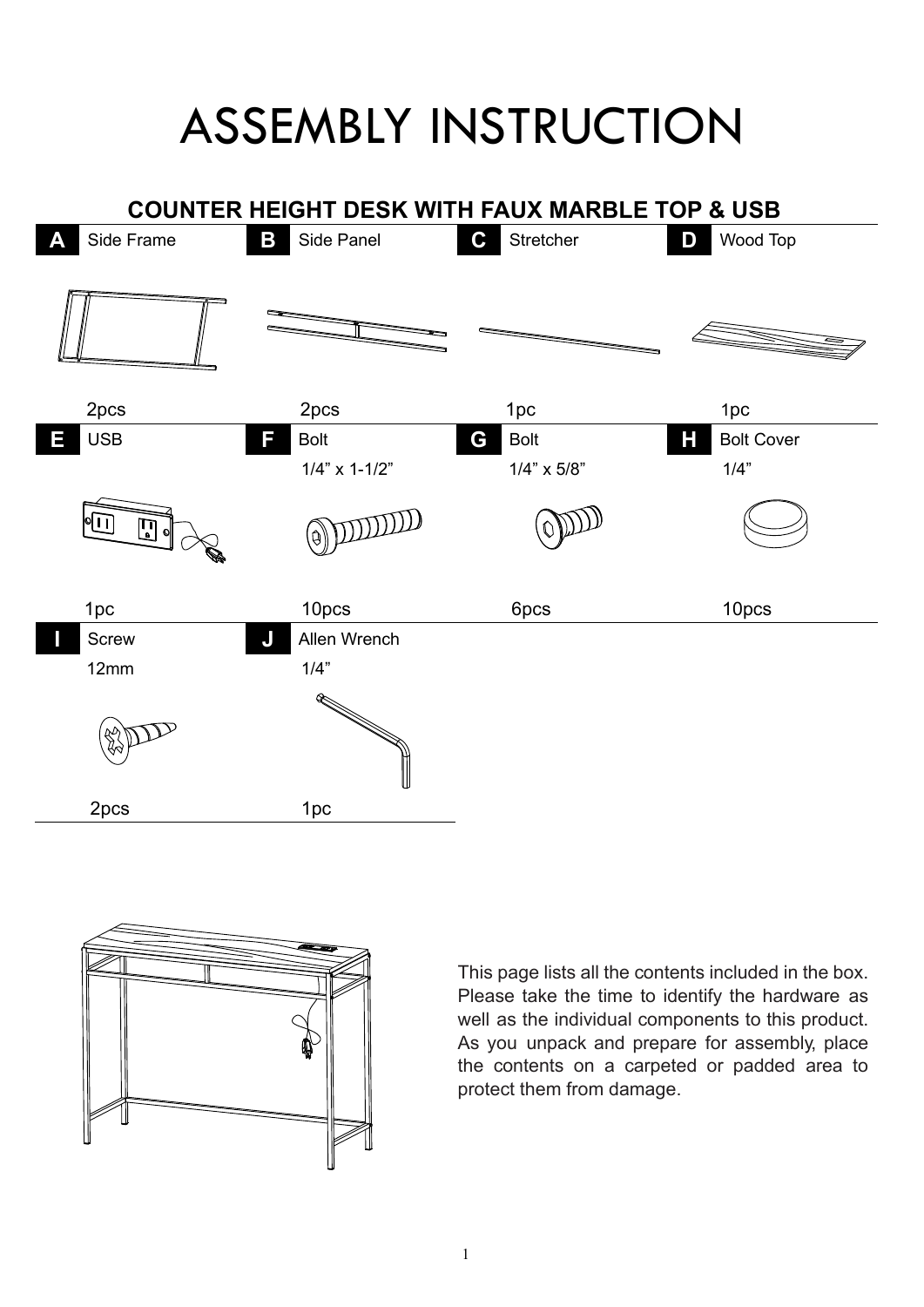# ASSEMBLY INSTRUCTION

## COUNTER HEIGHT DESK WITH FAUX MARBLE TOP & USB

| Part | Name | Size | Quantity |
|---|---|---|---|
| A | Side Frame | | 2pcs |
| B | Side Panel | | 2pcs |
| C | Stretcher | | 1pc |
| D | Wood Top | | 1pc |
| E | USB | | 1pc |
| F | Bolt | 1/4” x 1-1/2” | 10pcs |
| G | Bolt | 1/4” x 5/8” | 6pcs |
| H | Bolt Cover | 1/4” | 10pcs |
| I | Screw | 12mm | 2pcs |
| J | Allen Wrench | 1/4” | 1pc |

This page lists all the contents included in the box. Please take the time to identify the hardware as well as the individual components to this product. As you unpack and prepare for assembly, place the contents on a carpeted or padded area to protect them from damage.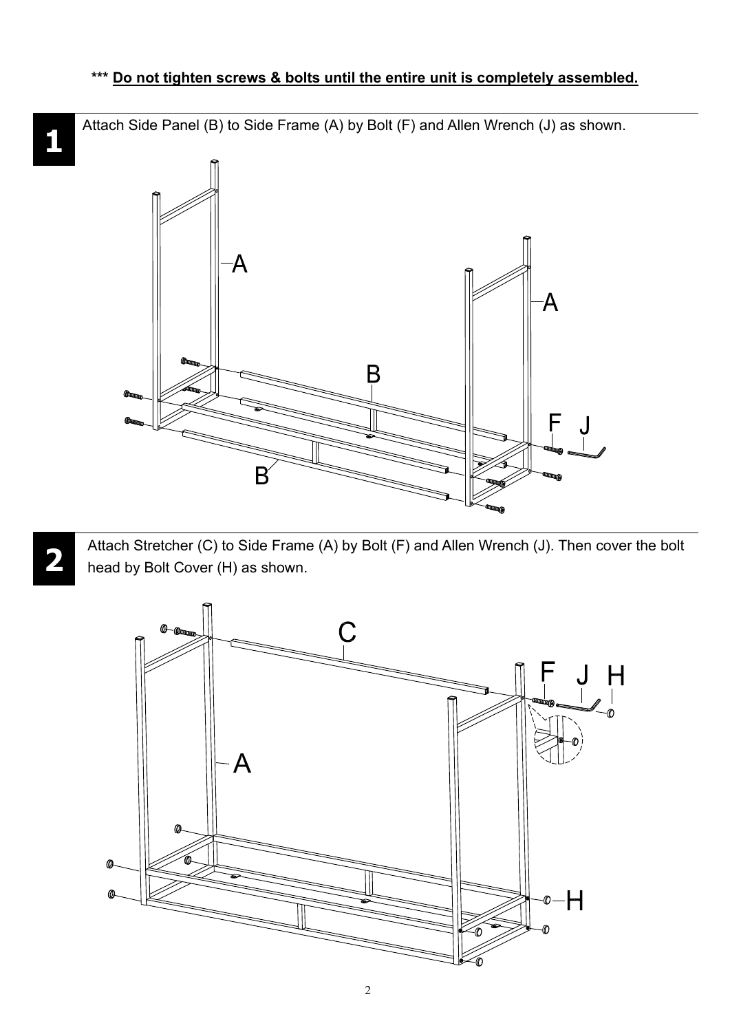**\*\*\* Do not tighten screws & bolts until the entire unit is completely assembled.**

**1**

Attach Side Panel (B) to Side Frame (A) by Bolt (F) and Allen Wrench (J) as shown.

**2**

Attach Stretcher (C) to Side Frame (A) by Bolt (F) and Allen Wrench (J). Then cover the bolt head by Bolt Cover (H) as shown.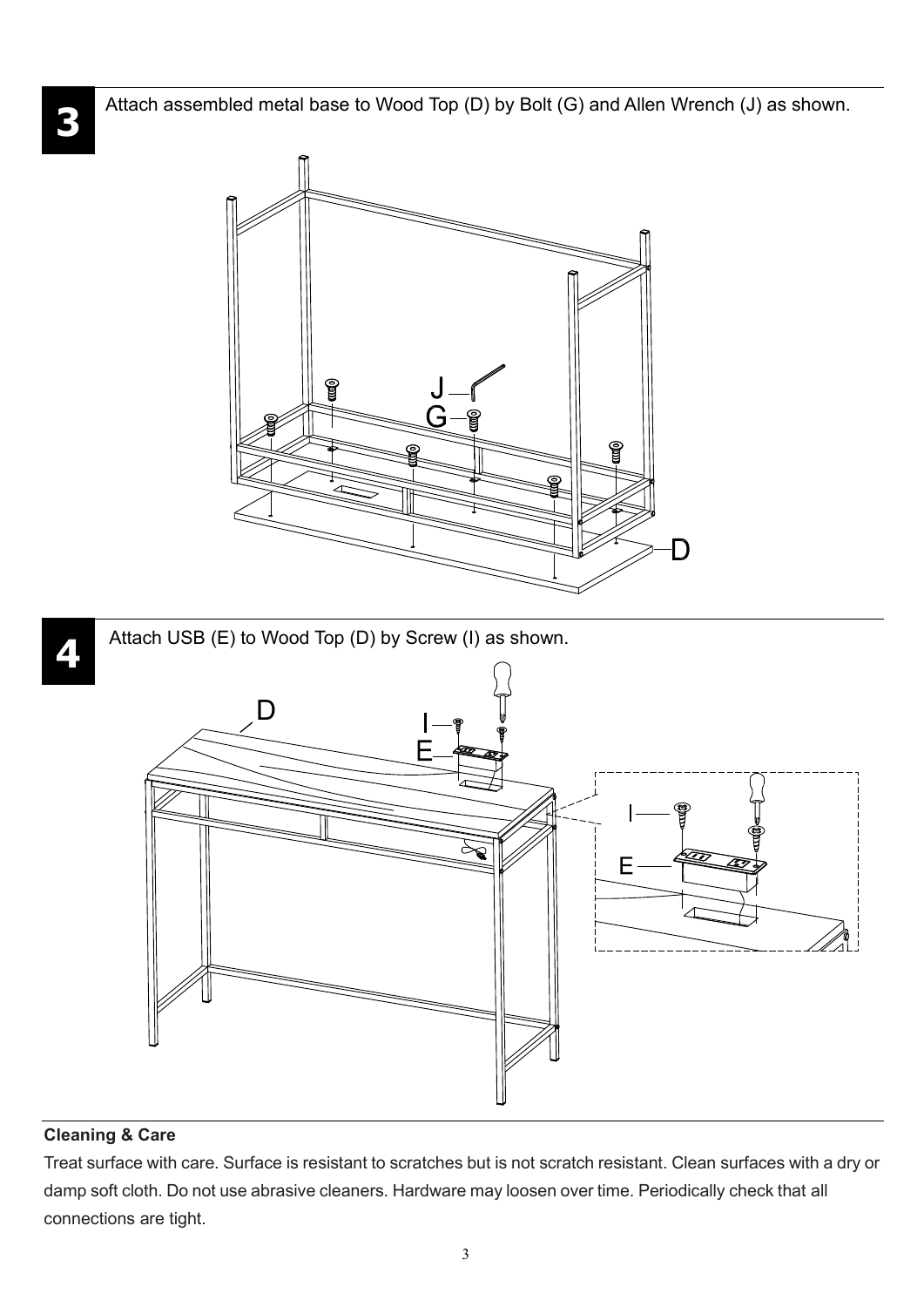**3** Attach assembled metal base to Wood Top (D) by Bolt (G) and Allen Wrench (J) as shown.

**4** Attach USB (E) to Wood Top (D) by Screw (I) as shown.

**Cleaning & Care**

Treat surface with care. Surface is resistant to scratches but is not scratch resistant. Clean surfaces with a dry or damp soft cloth. Do not use abrasive cleaners. Hardware may loosen over time. Periodically check that all connections are tight.